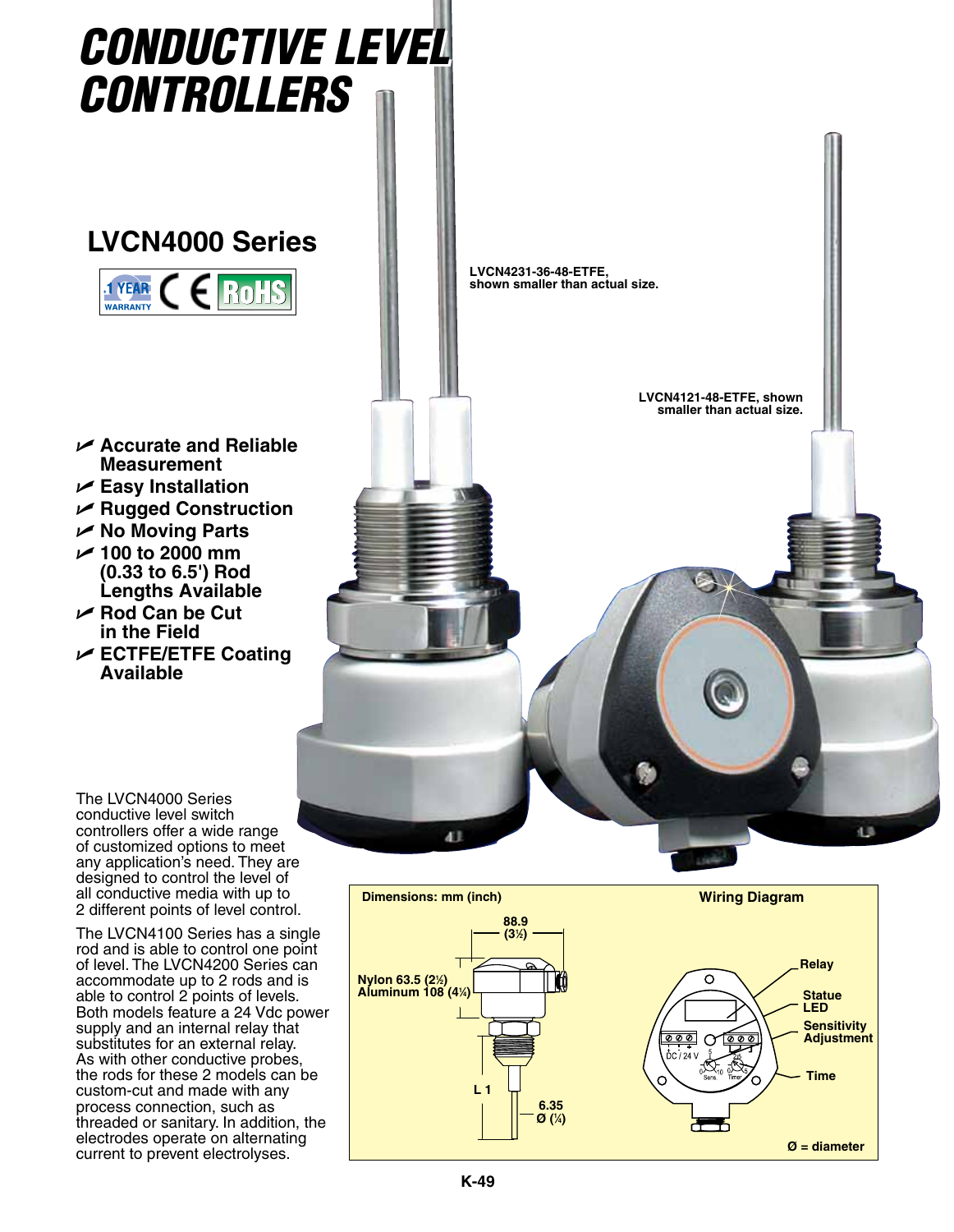# CONDUCTIVE LEVEL CONTROLLERS

## LVCN4000 Series

1 YEAR WARRANTY CE RoHS

LVCN4231-36-48-ETFE, shown smaller than actual size.

LVCN4121-48-ETFE, shown smaller than actual size.

- ✔ Accurate and Reliable Measurement
- ✔ Easy Installation
- ✔ Rugged Construction
- ✔ No Moving Parts
- ✔ 100 to 2000 mm (0.33 to 6.5') Rod Lengths Available
- ✔ Rod Can be Cut in the Field
- ✔ ECTFE/ETFE Coating Available

The LVCN4000 Series conductive level switch controllers offer a wide range of customized options to meet any application's need. They are designed to control the level of all conductive media with up to 2 different points of level control.

The LVCN4100 Series has a single rod and is able to control one point of level. The LVCN4200 Series can accommodate up to 2 rods and is able to control 2 points of levels. Both models feature a 24 Vdc power supply and an internal relay that substitutes for an external relay. As with other conductive probes, the rods for these 2 models can be custom-cut and made with any process connection, such as threaded or sanitary. In addition, the electrodes operate on alternating current to prevent electrolyses.

**Dimensions: mm (inch)**

88.9 (3½)

Nylon 63.5 (2½)
Aluminum 108 (4¼)

L 1

6.35 Ø (¼)

**Wiring Diagram**

Relay

Statue LED

Sensitivity Adjustment

Time

DC / 24 V

Sens

Timer

Ø = diameter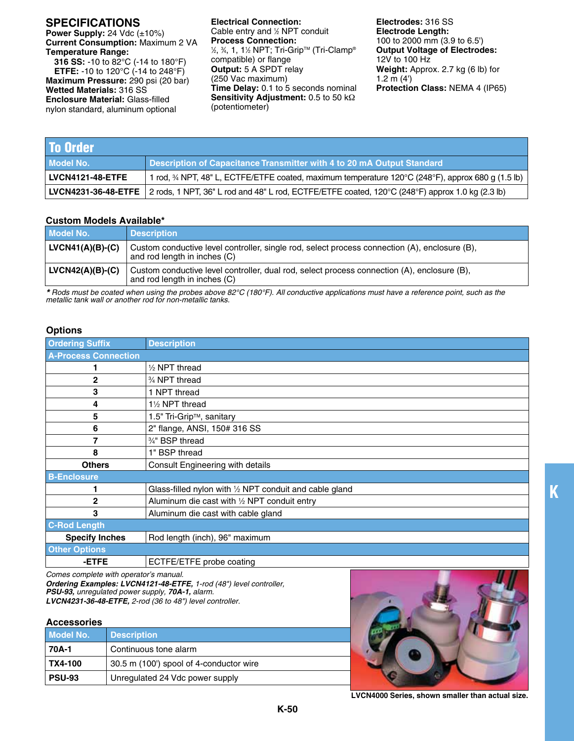## SPECIFICATIONS

**Power Supply:** 24 Vdc (±10%)
**Current Consumption:** Maximum 2 VA
**Temperature Range:**
 **316 SS:** -10 to 82°C (-14 to 180°F)
 **ETFE:** -10 to 120°C (-14 to 248°F)
**Maximum Pressure:** 290 psi (20 bar)
**Wetted Materials:** 316 SS
**Enclosure Material:** Glass-filled nylon standard, aluminum optional
**Electrical Connection:** Cable entry and ½ NPT conduit
**Process Connection:** ½, ¾, 1, 1½ NPT; Tri-Grip™ (Tri-Clamp® compatible) or flange
**Output:** 5 A SPDT relay (250 Vac maximum)
**Time Delay:** 0.1 to 5 seconds nominal
**Sensitivity Adjustment:** 0.5 to 50 kΩ (potentiometer)
**Electrodes:** 316 SS
**Electrode Length:** 100 to 2000 mm (3.9 to 6.5')
**Output Voltage of Electrodes:** 12V to 100 Hz
**Weight:** Approx. 2.7 kg (6 lb) for 1.2 m (4')
**Protection Class:** NEMA 4 (IP65)

## To Order

| Model No. | Description of Capacitance Transmitter with 4 to 20 mA Output Standard |
|---|---|
| **LVCN4121-48-ETFE** | 1 rod, ¾ NPT, 48" L, ECTFE/ETFE coated, maximum temperature 120°C (248°F), approx 680 g (1.5 lb) |
| **LVCN4231-36-48-ETFE** | 2 rods, 1 NPT, 36" L rod and 48" L rod, ECTFE/ETFE coated, 120°C (248°F) approx 1.0 kg (2.3 lb) |

### Custom Models Available*

| Model No. | Description |
|---|---|
| **LVCN41(A)(B)-(C)** | Custom conductive level controller, single rod, select process connection (A), enclosure (B), and rod length in inches (C) |
| **LVCN42(A)(B)-(C)** | Custom conductive level controller, dual rod, select process connection (A), enclosure (B), and rod length in inches (C) |

*** *Rods must be coated when using the probes above 82°C (180°F). All conductive applications must have a reference point, such as the metallic tank wall or another rod for non-metallic tanks.*

### Options

| Ordering Suffix | Description |
|---|---|
| **A-Process Connection** | |
| **1** | ½ NPT thread |
| **2** | ¾ NPT thread |
| **3** | 1 NPT thread |
| **4** | 1½ NPT thread |
| **5** | 1.5" Tri-Grip™, sanitary |
| **6** | 2" flange, ANSI, 150# 316 SS |
| **7** | ¾" BSP thread |
| **8** | 1" BSP thread |
| **Others** | Consult Engineering with details |
| **B-Enclosure** | |
| **1** | Glass-filled nylon with ½ NPT conduit and cable gland |
| **2** | Aluminum die cast with ½ NPT conduit entry |
| **3** | Aluminum die cast with cable gland |
| **C-Rod Length** | |
| **Specify Inches** | Rod length (inch), 96" maximum |
| **Other Options** | |
| **-ETFE** | ECTFE/ETFE probe coating |

*Comes complete with operator's manual.*
***Ordering Examples: LVCN4121-48-ETFE,** 1-rod (48") level controller, **PSU-93,** unregulated power supply, **70A-1,** alarm.*
***LVCN4231-36-48-ETFE,** 2-rod (36 to 48") level controller.*

### Accessories

| Model No. | Description |
|---|---|
| **70A-1** | Continuous tone alarm |
| **TX4-100** | 30.5 m (100') spool of 4-conductor wire |
| **PSU-93** | Unregulated 24 Vdc power supply |

**LVCN4000 Series, shown smaller than actual size.**